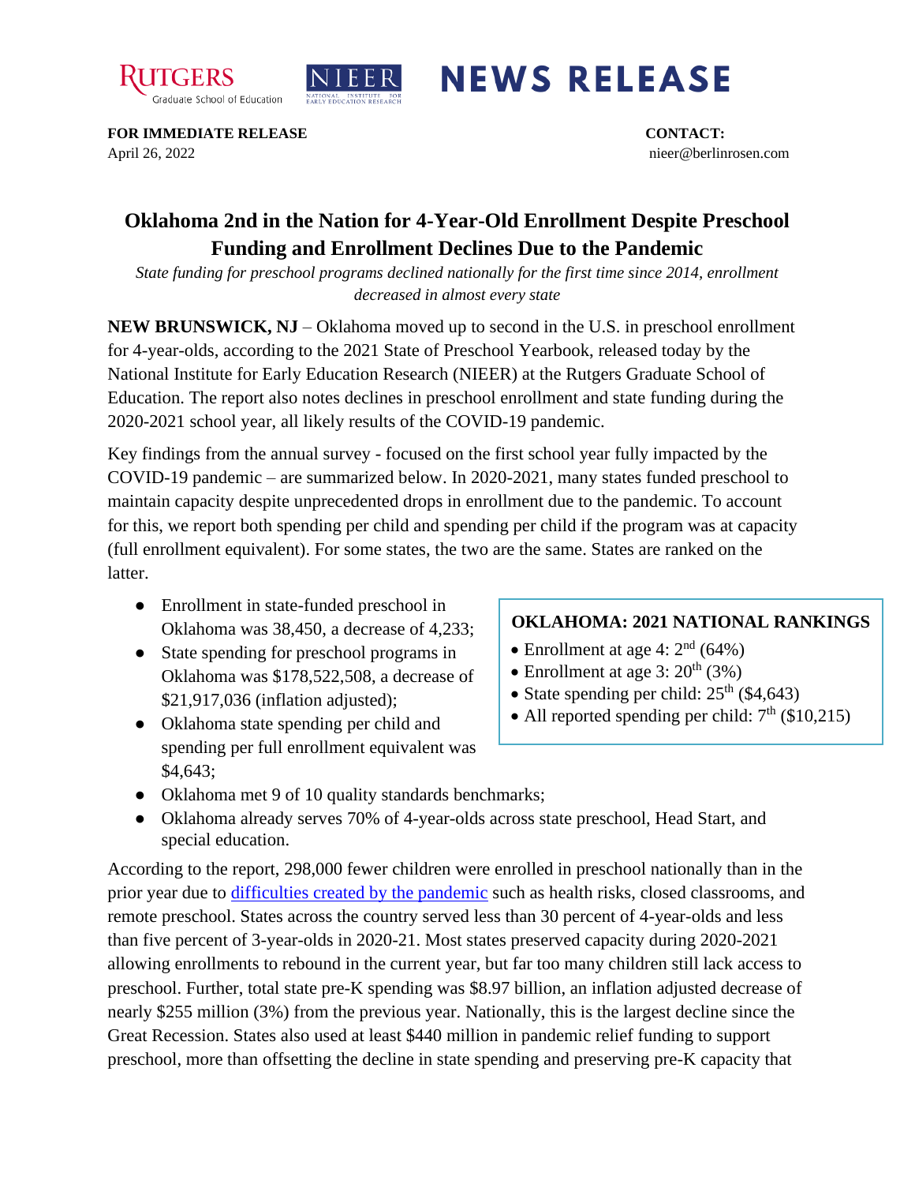**NEWS RELEASE**

**FOR IMMEDIATE RELEASE**
April 26, 2022

**CONTACT:**
nieer@berlinrosen.com

# Oklahoma 2nd in the Nation for 4-Year-Old Enrollment Despite Preschool Funding and Enrollment Declines Due to the Pandemic

*State funding for preschool programs declined nationally for the first time since 2014, enrollment decreased in almost every state*

**NEW BRUNSWICK, NJ** – Oklahoma moved up to second in the U.S. in preschool enrollment for 4-year-olds, according to the 2021 State of Preschool Yearbook, released today by the National Institute for Early Education Research (NIEER) at the Rutgers Graduate School of Education. The report also notes declines in preschool enrollment and state funding during the 2020-2021 school year, all likely results of the COVID-19 pandemic.

Key findings from the annual survey - focused on the first school year fully impacted by the COVID-19 pandemic – are summarized below. In 2020-2021, many states funded preschool to maintain capacity despite unprecedented drops in enrollment due to the pandemic. To account for this, we report both spending per child and spending per child if the program was at capacity (full enrollment equivalent). For some states, the two are the same. States are ranked on the latter.

- Enrollment in state-funded preschool in Oklahoma was 38,450, a decrease of 4,233;
- State spending for preschool programs in Oklahoma was $178,522,508, a decrease of $21,917,036 (inflation adjusted);
- Oklahoma state spending per child and spending per full enrollment equivalent was $4,643;
- Oklahoma met 9 of 10 quality standards benchmarks;
- Oklahoma already serves 70% of 4-year-olds across state preschool, Head Start, and special education.

**OKLAHOMA: 2021 NATIONAL RANKINGS**

- Enrollment at age 4: 2nd (64%)
- Enrollment at age 3: 20th (3%)
- State spending per child: 25th ($4,643)
- All reported spending per child: 7th ($10,215)

According to the report, 298,000 fewer children were enrolled in preschool nationally than in the prior year due to difficulties created by the pandemic such as health risks, closed classrooms, and remote preschool. States across the country served less than 30 percent of 4-year-olds and less than five percent of 3-year-olds in 2020-21. Most states preserved capacity during 2020-2021 allowing enrollments to rebound in the current year, but far too many children still lack access to preschool. Further, total state pre-K spending was $8.97 billion, an inflation adjusted decrease of nearly $255 million (3%) from the previous year. Nationally, this is the largest decline since the Great Recession. States also used at least $440 million in pandemic relief funding to support preschool, more than offsetting the decline in state spending and preserving pre-K capacity that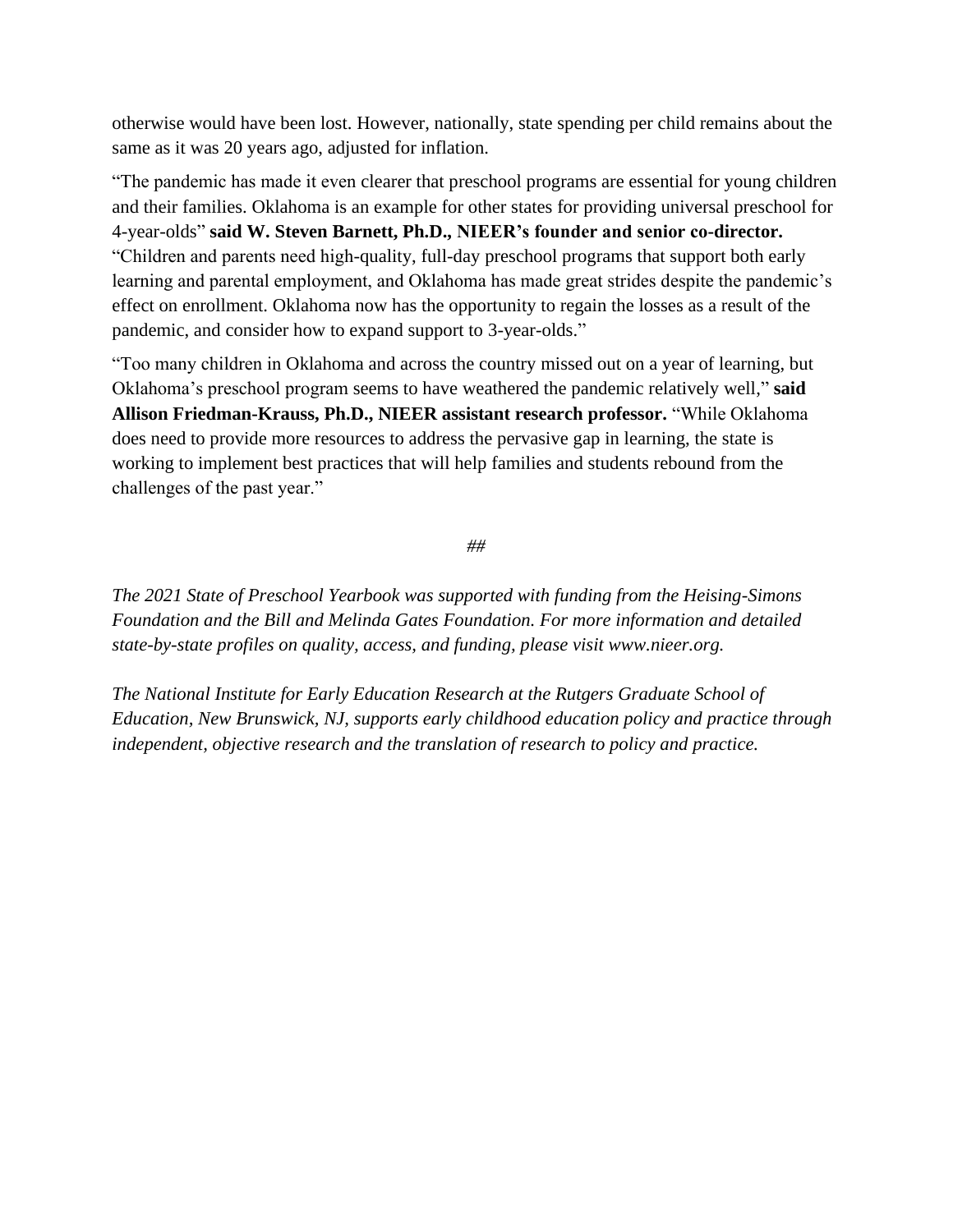otherwise would have been lost. However, nationally, state spending per child remains about the same as it was 20 years ago, adjusted for inflation.

"The pandemic has made it even clearer that preschool programs are essential for young children and their families. Oklahoma is an example for other states for providing universal preschool for 4-year-olds" **said W. Steven Barnett, Ph.D., NIEER's founder and senior co-director.** "Children and parents need high-quality, full-day preschool programs that support both early learning and parental employment, and Oklahoma has made great strides despite the pandemic's effect on enrollment. Oklahoma now has the opportunity to regain the losses as a result of the pandemic, and consider how to expand support to 3-year-olds."

"Too many children in Oklahoma and across the country missed out on a year of learning, but Oklahoma's preschool program seems to have weathered the pandemic relatively well," **said Allison Friedman-Krauss, Ph.D., NIEER assistant research professor.** "While Oklahoma does need to provide more resources to address the pervasive gap in learning, the state is working to implement best practices that will help families and students rebound from the challenges of the past year."

*##*

*The 2021 State of Preschool Yearbook was supported with funding from the Heising-Simons Foundation and the Bill and Melinda Gates Foundation. For more information and detailed state-by-state profiles on quality, access, and funding, please visit www.nieer.org.*

*The National Institute for Early Education Research at the Rutgers Graduate School of Education, New Brunswick, NJ, supports early childhood education policy and practice through independent, objective research and the translation of research to policy and practice.*